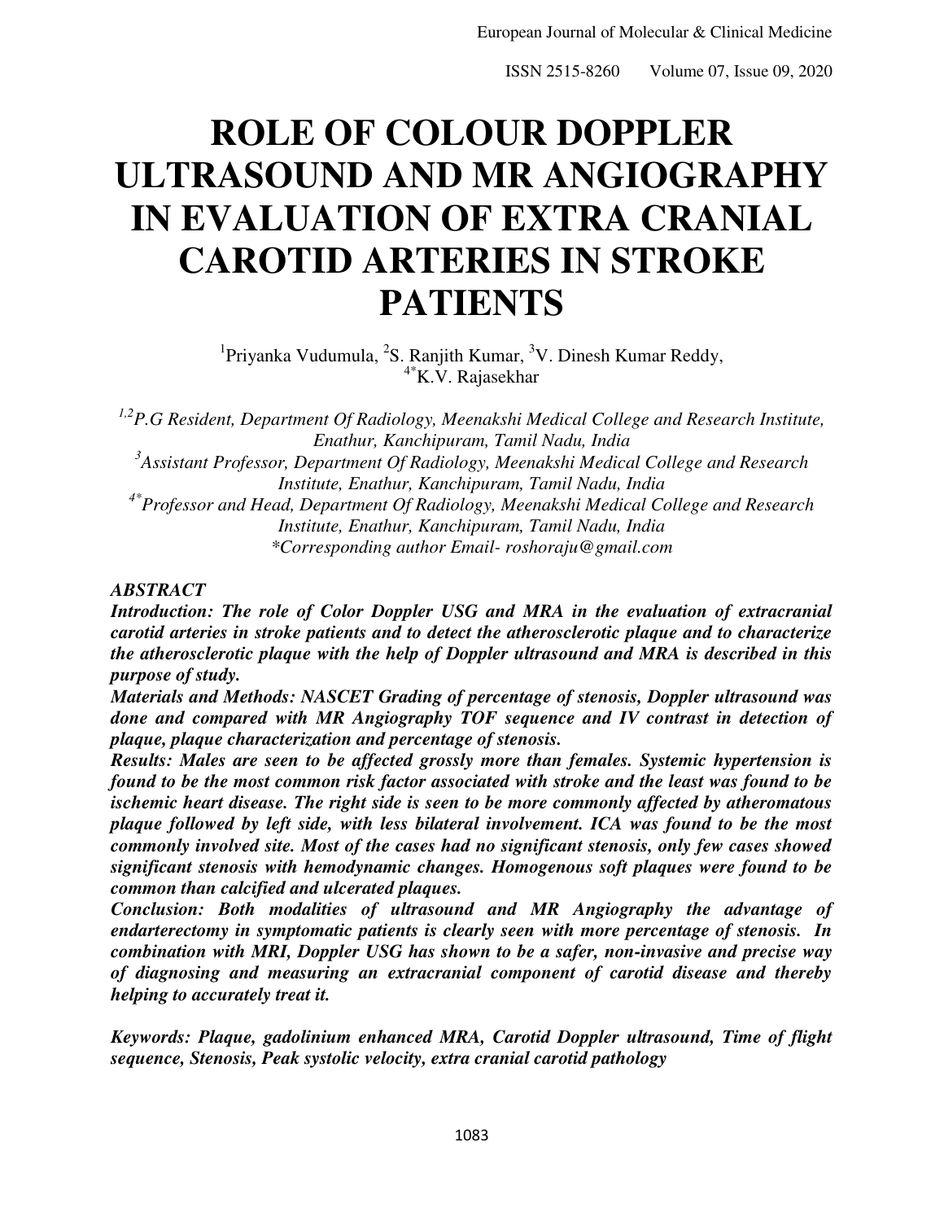# ROLE OF COLOUR DOPPLER ULTRASOUND AND MR ANGIOGRAPHY IN EVALUATION OF EXTRA CRANIAL CAROTID ARTERIES IN STROKE PATIENTS

[1]Priyanka Vudumula, [2]S. Ranjith Kumar, [3]V. Dinesh Kumar Reddy, [4*]K.V. Rajasekhar

*[1,2]P.G Resident, Department Of Radiology, Meenakshi Medical College and Research Institute, Enathur, Kanchipuram, Tamil Nadu, India*
*[3]Assistant Professor, Department Of Radiology, Meenakshi Medical College and Research Institute, Enathur, Kanchipuram, Tamil Nadu, India*
*[4*]Professor and Head, Department Of Radiology, Meenakshi Medical College and Research Institute, Enathur, Kanchipuram, Tamil Nadu, India*
*\*Corresponding author Email- roshoraju@gmail.com*

***ABSTRACT***

***Introduction: The role of Color Doppler USG and MRA in the evaluation of extracranial carotid arteries in stroke patients and to detect the atherosclerotic plaque and to characterize the atherosclerotic plaque with the help of Doppler ultrasound and MRA is described in this purpose of study.***

***Materials and Methods: NASCET Grading of percentage of stenosis, Doppler ultrasound was done and compared with MR Angiography TOF sequence and IV contrast in detection of plaque, plaque characterization and percentage of stenosis.***

***Results: Males are seen to be affected grossly more than females. Systemic hypertension is found to be the most common risk factor associated with stroke and the least was found to be ischemic heart disease. The right side is seen to be more commonly affected by atheromatous plaque followed by left side, with less bilateral involvement. ICA was found to be the most commonly involved site. Most of the cases had no significant stenosis, only few cases showed significant stenosis with hemodynamic changes. Homogenous soft plaques were found to be common than calcified and ulcerated plaques.***

***Conclusion: Both modalities of ultrasound and MR Angiography the advantage of endarterectomy in symptomatic patients is clearly seen with more percentage of stenosis. In combination with MRI, Doppler USG has shown to be a safer, non-invasive and precise way of diagnosing and measuring an extracranial component of carotid disease and thereby helping to accurately treat it.***

***Keywords: Plaque, gadolinium enhanced MRA, Carotid Doppler ultrasound, Time of flight sequence, Stenosis, Peak systolic velocity, extra cranial carotid pathology***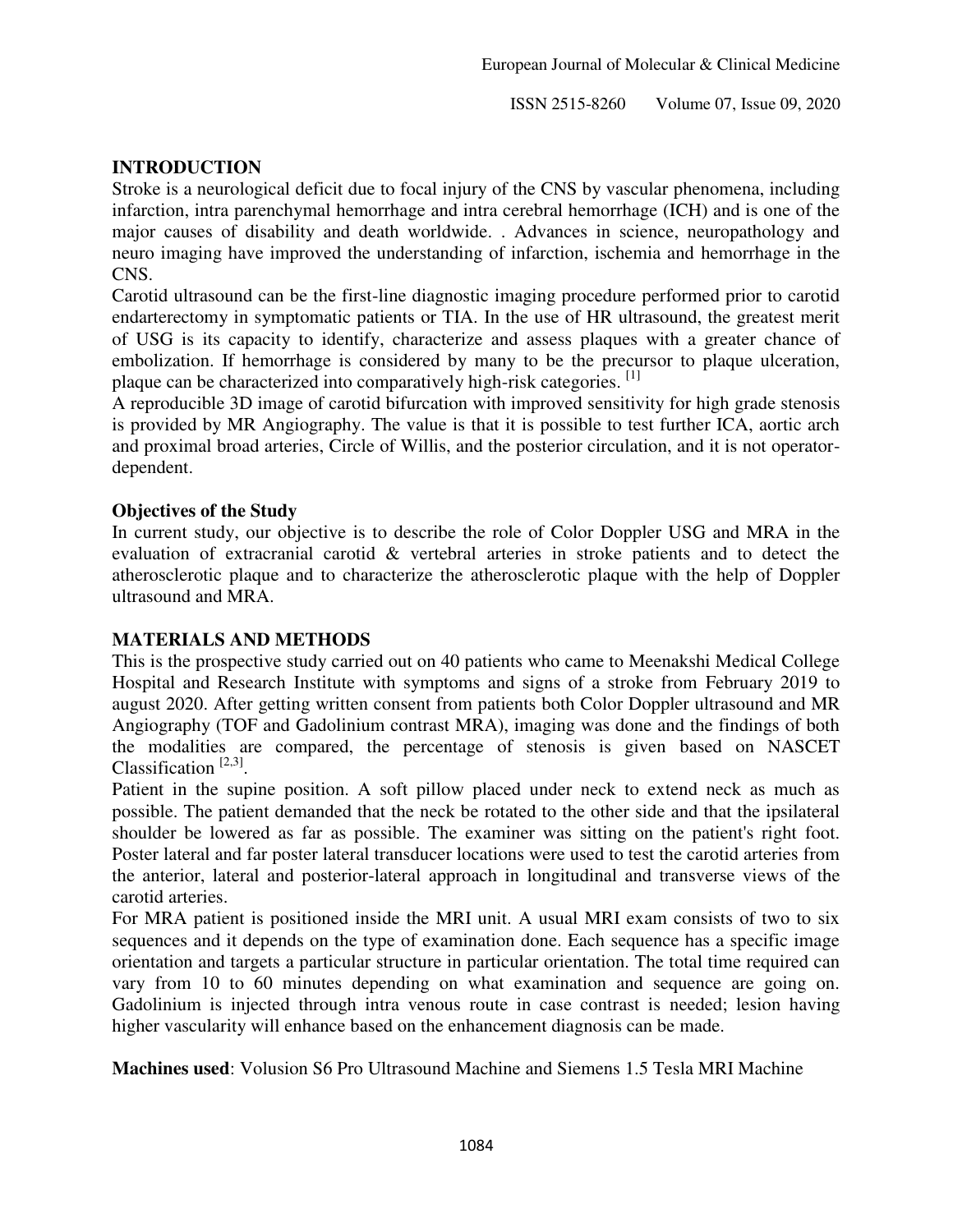## INTRODUCTION

Stroke is a neurological deficit due to focal injury of the CNS by vascular phenomena, including infarction, intra parenchymal hemorrhage and intra cerebral hemorrhage (ICH) and is one of the major causes of disability and death worldwide. . Advances in science, neuropathology and neuro imaging have improved the understanding of infarction, ischemia and hemorrhage in the CNS.

Carotid ultrasound can be the first-line diagnostic imaging procedure performed prior to carotid endarterectomy in symptomatic patients or TIA. In the use of HR ultrasound, the greatest merit of USG is its capacity to identify, characterize and assess plaques with a greater chance of embolization. If hemorrhage is considered by many to be the precursor to plaque ulceration, plaque can be characterized into comparatively high-risk categories. [1]

A reproducible 3D image of carotid bifurcation with improved sensitivity for high grade stenosis is provided by MR Angiography. The value is that it is possible to test further ICA, aortic arch and proximal broad arteries, Circle of Willis, and the posterior circulation, and it is not operator-dependent.

### Objectives of the Study

In current study, our objective is to describe the role of Color Doppler USG and MRA in the evaluation of extracranial carotid & vertebral arteries in stroke patients and to detect the atherosclerotic plaque and to characterize the atherosclerotic plaque with the help of Doppler ultrasound and MRA.

## MATERIALS AND METHODS

This is the prospective study carried out on 40 patients who came to Meenakshi Medical College Hospital and Research Institute with symptoms and signs of a stroke from February 2019 to august 2020. After getting written consent from patients both Color Doppler ultrasound and MR Angiography (TOF and Gadolinium contrast MRA), imaging was done and the findings of both the modalities are compared, the percentage of stenosis is given based on NASCET Classification [2,3].

Patient in the supine position. A soft pillow placed under neck to extend neck as much as possible. The patient demanded that the neck be rotated to the other side and that the ipsilateral shoulder be lowered as far as possible. The examiner was sitting on the patient's right foot. Poster lateral and far poster lateral transducer locations were used to test the carotid arteries from the anterior, lateral and posterior-lateral approach in longitudinal and transverse views of the carotid arteries.

For MRA patient is positioned inside the MRI unit. A usual MRI exam consists of two to six sequences and it depends on the type of examination done. Each sequence has a specific image orientation and targets a particular structure in particular orientation. The total time required can vary from 10 to 60 minutes depending on what examination and sequence are going on. Gadolinium is injected through intra venous route in case contrast is needed; lesion having higher vascularity will enhance based on the enhancement diagnosis can be made.

**Machines used**: Volusion S6 Pro Ultrasound Machine and Siemens 1.5 Tesla MRI Machine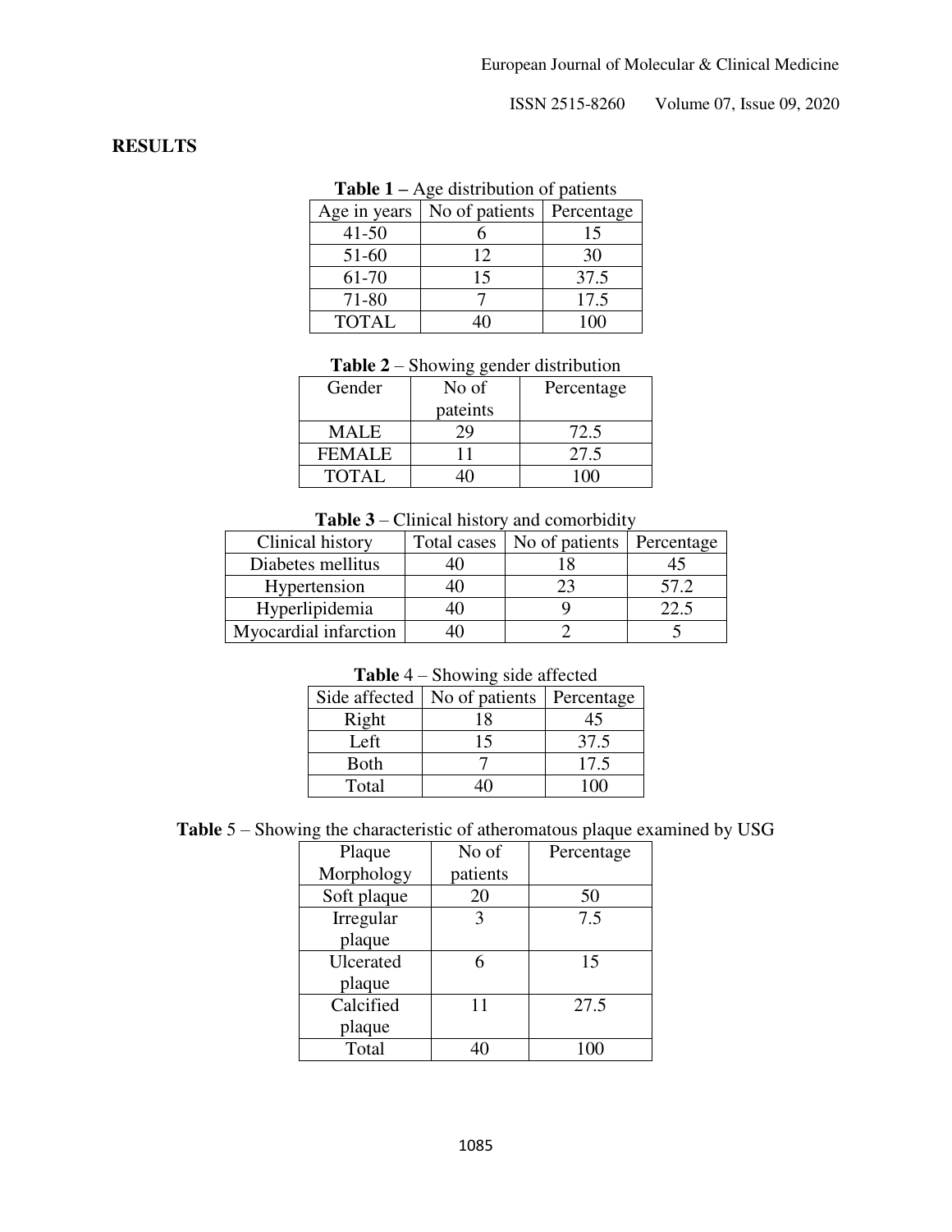## RESULTS

**Table 1 –** Age distribution of patients

| Age in years | No of patients | Percentage |
|---|---|---|
| 41-50 | 6 | 15 |
| 51-60 | 12 | 30 |
| 61-70 | 15 | 37.5 |
| 71-80 | 7 | 17.5 |
| TOTAL | 40 | 100 |

**Table 2** – Showing gender distribution

| Gender | No of pateints | Percentage |
|---|---|---|
| MALE | 29 | 72.5 |
| FEMALE | 11 | 27.5 |
| TOTAL | 40 | 100 |

**Table 3** – Clinical history and comorbidity

| Clinical history | Total cases | No of patients | Percentage |
|---|---|---|---|
| Diabetes mellitus | 40 | 18 | 45 |
| Hypertension | 40 | 23 | 57.2 |
| Hyperlipidemia | 40 | 9 | 22.5 |
| Myocardial infarction | 40 | 2 | 5 |

**Table** 4 – Showing side affected

| Side affected | No of patients | Percentage |
|---|---|---|
| Right | 18 | 45 |
| Left | 15 | 37.5 |
| Both | 7 | 17.5 |
| Total | 40 | 100 |

**Table** 5 – Showing the characteristic of atheromatous plaque examined by USG

| Plaque Morphology | No of patients | Percentage |
|---|---|---|
| Soft plaque | 20 | 50 |
| Irregular plaque | 3 | 7.5 |
| Ulcerated plaque | 6 | 15 |
| Calcified plaque | 11 | 27.5 |
| Total | 40 | 100 |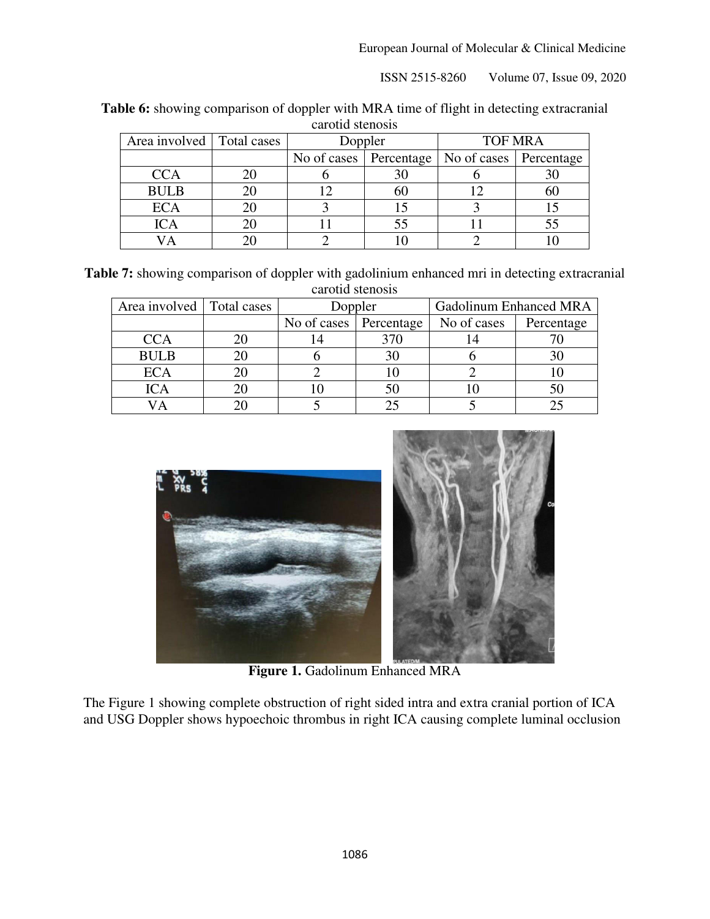**Table 6:** showing comparison of doppler with MRA time of flight in detecting extracranial carotid stenosis

| Area involved | Total cases | Doppler | | TOF MRA | |
|---|---|---|---|---|---|
| | | No of cases | Percentage | No of cases | Percentage |
| CCA | 20 | 6 | 30 | 6 | 30 |
| BULB | 20 | 12 | 60 | 12 | 60 |
| ECA | 20 | 3 | 15 | 3 | 15 |
| ICA | 20 | 11 | 55 | 11 | 55 |
| VA | 20 | 2 | 10 | 2 | 10 |

**Table 7:** showing comparison of doppler with gadolinium enhanced mri in detecting extracranial carotid stenosis

| Area involved | Total cases | Doppler | | Gadolinum Enhanced MRA | |
|---|---|---|---|---|---|
| | | No of cases | Percentage | No of cases | Percentage |
| CCA | 20 | 14 | 370 | 14 | 70 |
| BULB | 20 | 6 | 30 | 6 | 30 |
| ECA | 20 | 2 | 10 | 2 | 10 |
| ICA | 20 | 10 | 50 | 10 | 50 |
| VA | 20 | 5 | 25 | 5 | 25 |

**Figure 1.** Gadolinum Enhanced MRA

The Figure 1 showing complete obstruction of right sided intra and extra cranial portion of ICA and USG Doppler shows hypoechoic thrombus in right ICA causing complete luminal occlusion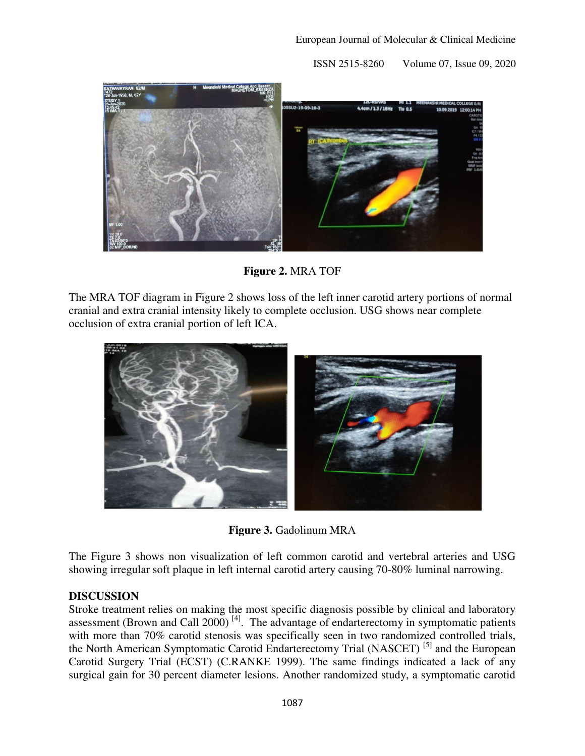**Figure 2.** MRA TOF

The MRA TOF diagram in Figure 2 shows loss of the left inner carotid artery portions of normal cranial and extra cranial intensity likely to complete occlusion. USG shows near complete occlusion of extra cranial portion of left ICA.

**Figure 3.** Gadolinum MRA

The Figure 3 shows non visualization of left common carotid and vertebral arteries and USG showing irregular soft plaque in left internal carotid artery causing 70-80% luminal narrowing.

## DISCUSSION

Stroke treatment relies on making the most specific diagnosis possible by clinical and laboratory assessment (Brown and Call 2000) [4]. The advantage of endarterectomy in symptomatic patients with more than 70% carotid stenosis was specifically seen in two randomized controlled trials, the North American Symptomatic Carotid Endarterectomy Trial (NASCET) [5] and the European Carotid Surgery Trial (ECST) (C.RANKE 1999). The same findings indicated a lack of any surgical gain for 30 percent diameter lesions. Another randomized study, a symptomatic carotid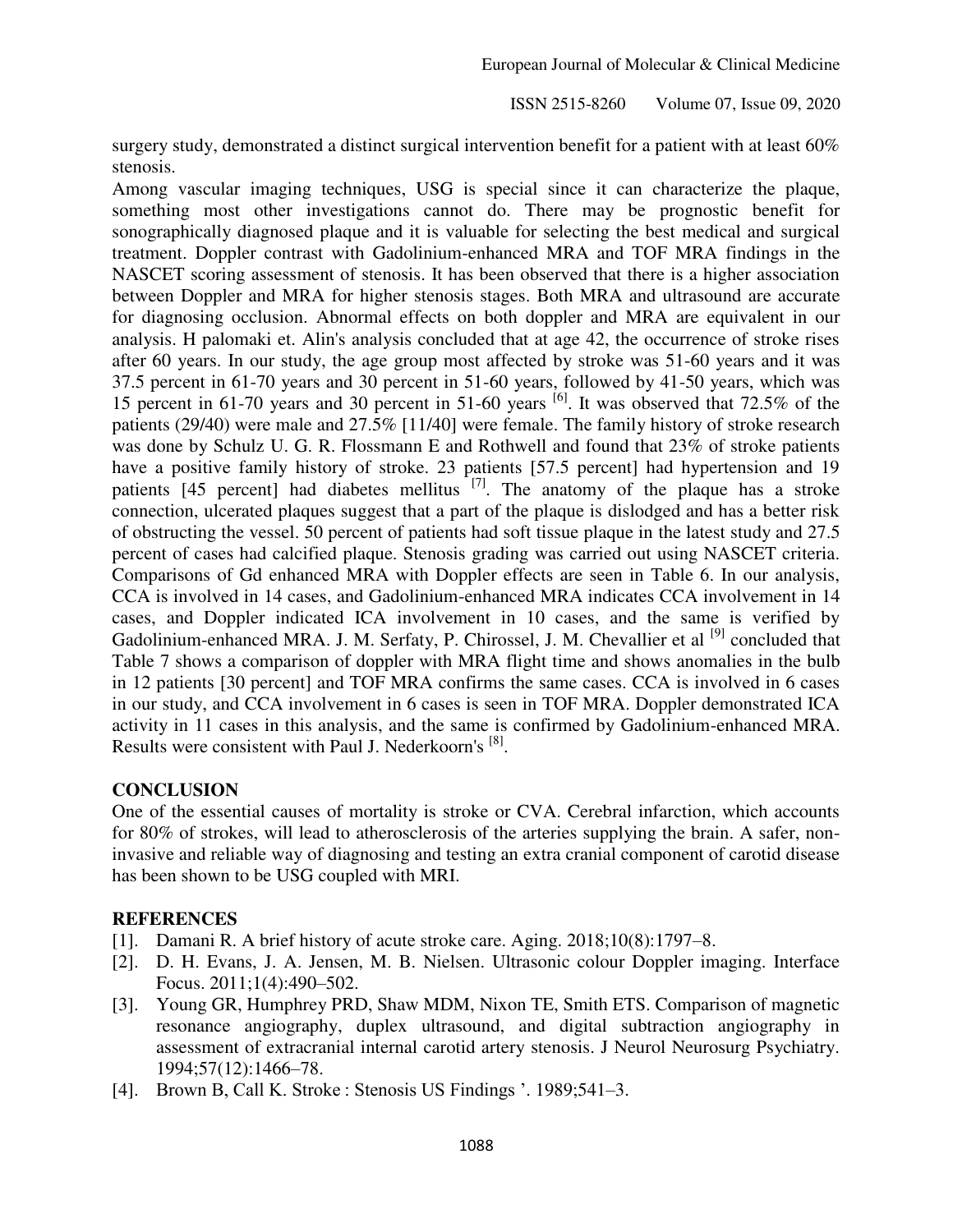surgery study, demonstrated a distinct surgical intervention benefit for a patient with at least 60% stenosis.

Among vascular imaging techniques, USG is special since it can characterize the plaque, something most other investigations cannot do. There may be prognostic benefit for sonographically diagnosed plaque and it is valuable for selecting the best medical and surgical treatment. Doppler contrast with Gadolinium-enhanced MRA and TOF MRA findings in the NASCET scoring assessment of stenosis. It has been observed that there is a higher association between Doppler and MRA for higher stenosis stages. Both MRA and ultrasound are accurate for diagnosing occlusion. Abnormal effects on both doppler and MRA are equivalent in our analysis. H palomaki et. Alin's analysis concluded that at age 42, the occurrence of stroke rises after 60 years. In our study, the age group most affected by stroke was 51-60 years and it was 37.5 percent in 61-70 years and 30 percent in 51-60 years, followed by 41-50 years, which was 15 percent in 61-70 years and 30 percent in 51-60 years [6]. It was observed that 72.5% of the patients (29/40) were male and 27.5% [11/40] were female. The family history of stroke research was done by Schulz U. G. R. Flossmann E and Rothwell and found that 23% of stroke patients have a positive family history of stroke. 23 patients [57.5 percent] had hypertension and 19 patients [45 percent] had diabetes mellitus [7]. The anatomy of the plaque has a stroke connection, ulcerated plaques suggest that a part of the plaque is dislodged and has a better risk of obstructing the vessel. 50 percent of patients had soft tissue plaque in the latest study and 27.5 percent of cases had calcified plaque. Stenosis grading was carried out using NASCET criteria. Comparisons of Gd enhanced MRA with Doppler effects are seen in Table 6. In our analysis, CCA is involved in 14 cases, and Gadolinium-enhanced MRA indicates CCA involvement in 14 cases, and Doppler indicated ICA involvement in 10 cases, and the same is verified by Gadolinium-enhanced MRA. J. M. Serfaty, P. Chirossel, J. M. Chevallier et al [9] concluded that Table 7 shows a comparison of doppler with MRA flight time and shows anomalies in the bulb in 12 patients [30 percent] and TOF MRA confirms the same cases. CCA is involved in 6 cases in our study, and CCA involvement in 6 cases is seen in TOF MRA. Doppler demonstrated ICA activity in 11 cases in this analysis, and the same is confirmed by Gadolinium-enhanced MRA. Results were consistent with Paul J. Nederkoorn's [8].

## CONCLUSION

One of the essential causes of mortality is stroke or CVA. Cerebral infarction, which accounts for 80% of strokes, will lead to atherosclerosis of the arteries supplying the brain. A safer, non-invasive and reliable way of diagnosing and testing an extra cranial component of carotid disease has been shown to be USG coupled with MRI.

## REFERENCES

[1]. Damani R. A brief history of acute stroke care. Aging. 2018;10(8):1797–8.

[2]. D. H. Evans, J. A. Jensen, M. B. Nielsen. Ultrasonic colour Doppler imaging. Interface Focus. 2011;1(4):490–502.

[3]. Young GR, Humphrey PRD, Shaw MDM, Nixon TE, Smith ETS. Comparison of magnetic resonance angiography, duplex ultrasound, and digital subtraction angiography in assessment of extracranial internal carotid artery stenosis. J Neurol Neurosurg Psychiatry. 1994;57(12):1466–78.

[4]. Brown B, Call K. Stroke : Stenosis US Findings ’. 1989;541–3.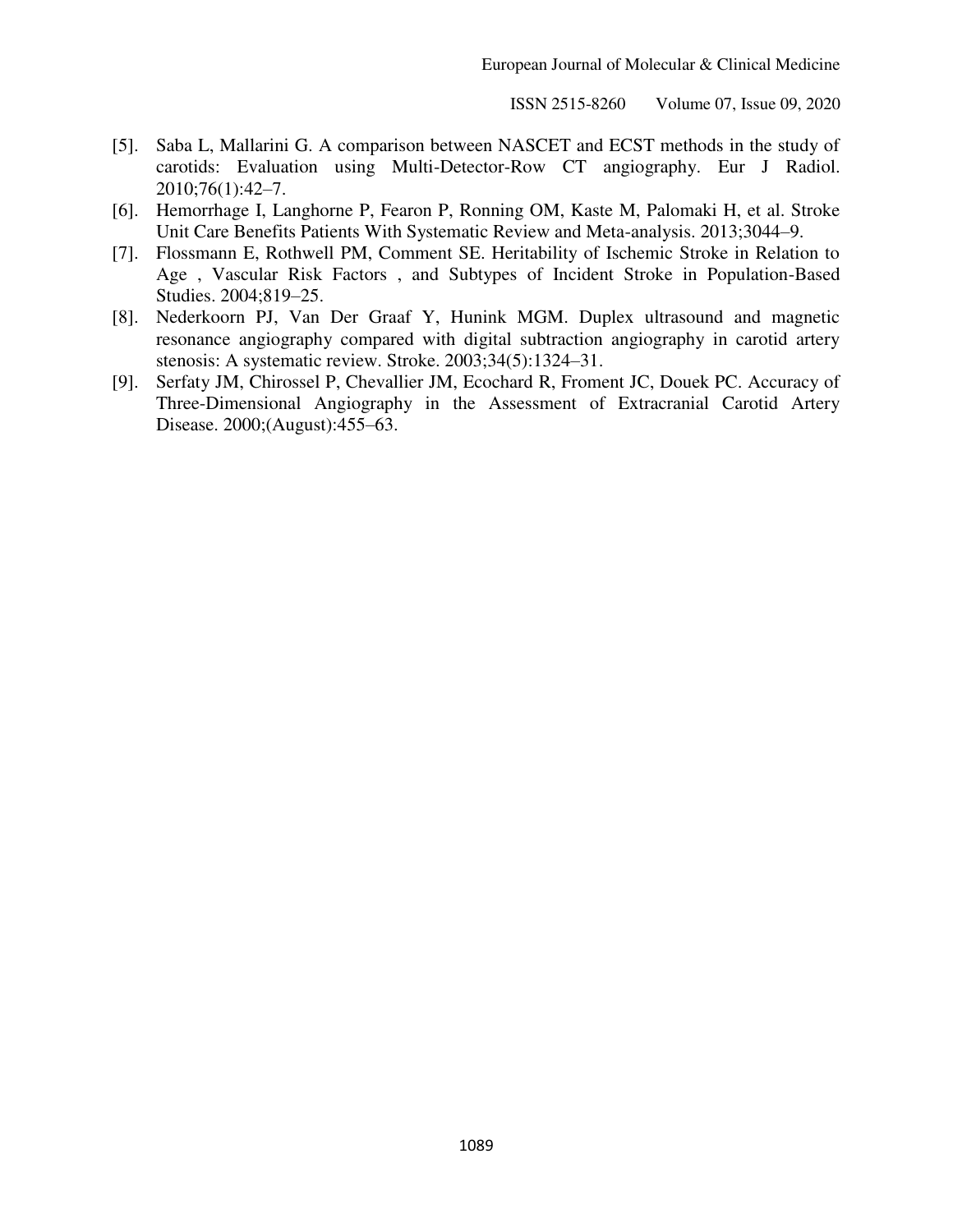[5]. Saba L, Mallarini G. A comparison between NASCET and ECST methods in the study of carotids: Evaluation using Multi-Detector-Row CT angiography. Eur J Radiol. 2010;76(1):42–7.

[6]. Hemorrhage I, Langhorne P, Fearon P, Ronning OM, Kaste M, Palomaki H, et al. Stroke Unit Care Benefits Patients With Systematic Review and Meta-analysis. 2013;3044–9.

[7]. Flossmann E, Rothwell PM, Comment SE. Heritability of Ischemic Stroke in Relation to Age , Vascular Risk Factors , and Subtypes of Incident Stroke in Population-Based Studies. 2004;819–25.

[8]. Nederkoorn PJ, Van Der Graaf Y, Hunink MGM. Duplex ultrasound and magnetic resonance angiography compared with digital subtraction angiography in carotid artery stenosis: A systematic review. Stroke. 2003;34(5):1324–31.

[9]. Serfaty JM, Chirossel P, Chevallier JM, Ecochard R, Froment JC, Douek PC. Accuracy of Three-Dimensional Angiography in the Assessment of Extracranial Carotid Artery Disease. 2000;(August):455–63.